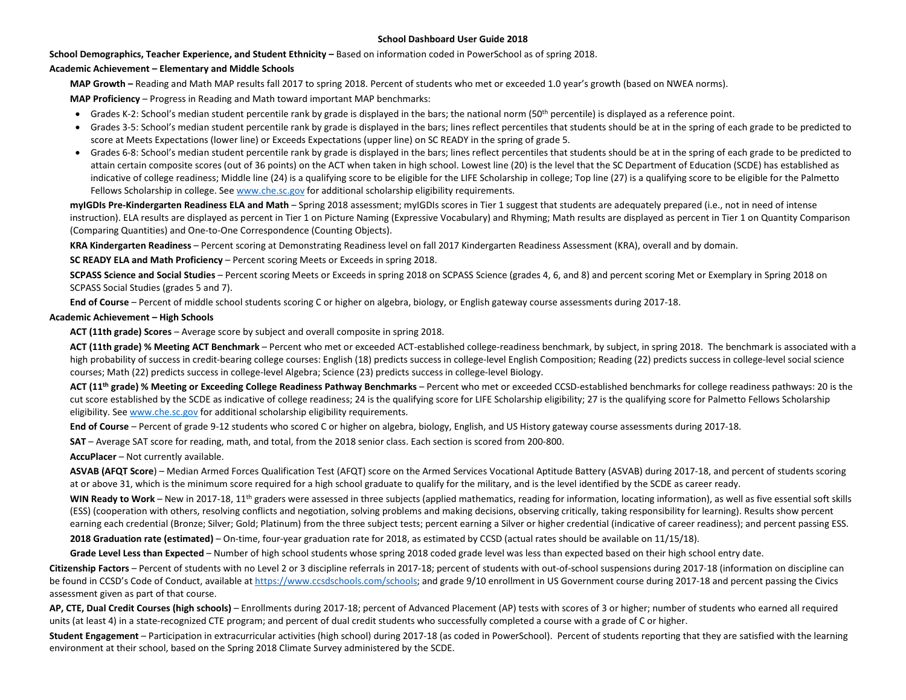# School Dashboard User Guide 2018

**School Demographics, Teacher Experience, and Student Ethnicity –** Based on information coded in PowerSchool as of spring 2018.

**Academic Achievement – Elementary and Middle Schools**

**MAP Growth –** Reading and Math MAP results fall 2017 to spring 2018. Percent of students who met or exceeded 1.0 year's growth (based on NWEA norms).

**MAP Proficiency** – Progress in Reading and Math toward important MAP benchmarks:

- Grades K-2: School's median student percentile rank by grade is displayed in the bars; the national norm (50th percentile) is displayed as a reference point.
- Grades 3-5: School's median student percentile rank by grade is displayed in the bars; lines reflect percentiles that students should be at in the spring of each grade to be predicted to score at Meets Expectations (lower line) or Exceeds Expectations (upper line) on SC READY in the spring of grade 5.
- Grades 6-8: School's median student percentile rank by grade is displayed in the bars; lines reflect percentiles that students should be at in the spring of each grade to be predicted to attain certain composite scores (out of 36 points) on the ACT when taken in high school. Lowest line (20) is the level that the SC Department of Education (SCDE) has established as indicative of college readiness; Middle line (24) is a qualifying score to be eligible for the LIFE Scholarship in college; Top line (27) is a qualifying score to be eligible for the Palmetto Fellows Scholarship in college. See www.che.sc.gov for additional scholarship eligibility requirements.

**myIGDIs Pre-Kindergarten Readiness ELA and Math** – Spring 2018 assessment; myIGDIs scores in Tier 1 suggest that students are adequately prepared (i.e., not in need of intense instruction). ELA results are displayed as percent in Tier 1 on Picture Naming (Expressive Vocabulary) and Rhyming; Math results are displayed as percent in Tier 1 on Quantity Comparison (Comparing Quantities) and One-to-One Correspondence (Counting Objects).

**KRA Kindergarten Readiness** – Percent scoring at Demonstrating Readiness level on fall 2017 Kindergarten Readiness Assessment (KRA), overall and by domain.

**SC READY ELA and Math Proficiency** – Percent scoring Meets or Exceeds in spring 2018.

**SCPASS Science and Social Studies** – Percent scoring Meets or Exceeds in spring 2018 on SCPASS Science (grades 4, 6, and 8) and percent scoring Met or Exemplary in Spring 2018 on SCPASS Social Studies (grades 5 and 7).

**End of Course** – Percent of middle school students scoring C or higher on algebra, biology, or English gateway course assessments during 2017-18.

**Academic Achievement – High Schools**

**ACT (11th grade) Scores** – Average score by subject and overall composite in spring 2018.

**ACT (11th grade) % Meeting ACT Benchmark** – Percent who met or exceeded ACT-established college-readiness benchmark, by subject, in spring 2018. The benchmark is associated with a high probability of success in credit-bearing college courses: English (18) predicts success in college-level English Composition; Reading (22) predicts success in college-level social science courses; Math (22) predicts success in college-level Algebra; Science (23) predicts success in college-level Biology.

**ACT (11th grade) % Meeting or Exceeding College Readiness Pathway Benchmarks** – Percent who met or exceeded CCSD-established benchmarks for college readiness pathways: 20 is the cut score established by the SCDE as indicative of college readiness; 24 is the qualifying score for LIFE Scholarship eligibility; 27 is the qualifying score for Palmetto Fellows Scholarship eligibility. See www.che.sc.gov for additional scholarship eligibility requirements.

**End of Course** – Percent of grade 9-12 students who scored C or higher on algebra, biology, English, and US History gateway course assessments during 2017-18.

**SAT** – Average SAT score for reading, math, and total, from the 2018 senior class. Each section is scored from 200-800.

**AccuPlacer** – Not currently available.

**ASVAB (AFQT Score**) – Median Armed Forces Qualification Test (AFQT) score on the Armed Services Vocational Aptitude Battery (ASVAB) during 2017-18, and percent of students scoring at or above 31, which is the minimum score required for a high school graduate to qualify for the military, and is the level identified by the SCDE as career ready.

**WIN Ready to Work** – New in 2017-18, 11th graders were assessed in three subjects (applied mathematics, reading for information, locating information), as well as five essential soft skills (ESS) (cooperation with others, resolving conflicts and negotiation, solving problems and making decisions, observing critically, taking responsibility for learning). Results show percent earning each credential (Bronze; Silver; Gold; Platinum) from the three subject tests; percent earning a Silver or higher credential (indicative of career readiness); and percent passing ESS.

**2018 Graduation rate (estimated)** – On-time, four-year graduation rate for 2018, as estimated by CCSD (actual rates should be available on 11/15/18).

**Grade Level Less than Expected** – Number of high school students whose spring 2018 coded grade level was less than expected based on their high school entry date.

**Citizenship Factors** – Percent of students with no Level 2 or 3 discipline referrals in 2017-18; percent of students with out-of-school suspensions during 2017-18 (information on discipline can be found in CCSD's Code of Conduct, available at https://www.ccsdschools.com/schools; and grade 9/10 enrollment in US Government course during 2017-18 and percent passing the Civics assessment given as part of that course.

**AP, CTE, Dual Credit Courses (high schools)** – Enrollments during 2017-18; percent of Advanced Placement (AP) tests with scores of 3 or higher; number of students who earned all required units (at least 4) in a state-recognized CTE program; and percent of dual credit students who successfully completed a course with a grade of C or higher.

**Student Engagement** – Participation in extracurricular activities (high school) during 2017-18 (as coded in PowerSchool). Percent of students reporting that they are satisfied with the learning environment at their school, based on the Spring 2018 Climate Survey administered by the SCDE.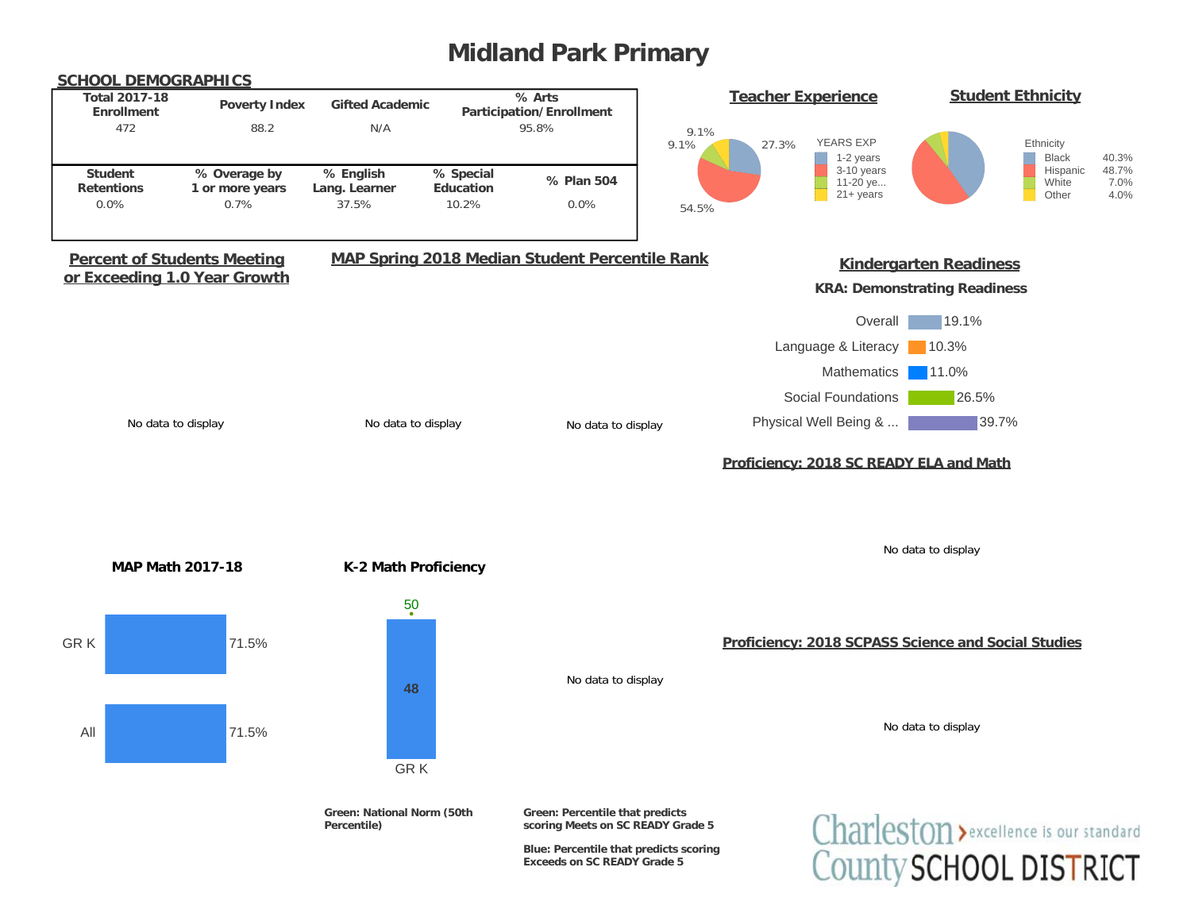# Midland Park Primary

## SCHOOL DEMOGRAPHICS

| Total 2017-18 Enrollment | Poverty Index | Gifted Academic | % Arts Participation/Enrollment |
|---|---|---|---|
| 472 | 88.2 | N/A | 95.8% |

| Student Retentions | % Overage by 1 or more years | % English Lang. Learner | % Special Education | % Plan 504 |
|---|---|---|---|---|
| 0.0% | 0.7% | 37.5% | 10.2% | 0.0% |

## Teacher Experience

YEARS EXP

| Years | % |
|---|---|
| 1-2 years | 27.3% |
| 3-10 years | 54.5% |
| 11-20 ye... | 9.1% |
| 21+ years | 9.1% |

## Student Ethnicity

| Ethnicity | % |
|---|---|
| Black | 40.3% |
| Hispanic | 48.7% |
| White | 7.0% |
| Other | 4.0% |

## Percent of Students Meeting or Exceeding 1.0 Year Growth

No data to display

## MAP Spring 2018 Median Student Percentile Rank

No data to display

No data to display

## Kindergarten Readiness

### KRA: Demonstrating Readiness

| Domain | % |
|---|---|
| Overall | 19.1% |
| Language & Literacy | 10.3% |
| Mathematics | 11.0% |
| Social Foundations | 26.5% |
| Physical Well Being & ... | 39.7% |

## Proficiency: 2018 SC READY ELA and Math

No data to display

### MAP Math 2017-18

| | % |
|---|---|
| GR K | 71.5% |
| All | 71.5% |

### K-2 Math Proficiency

| | Value | National Norm |
|---|---|---|
| GR K | 48 | 50 |

Green: National Norm (50th Percentile)

No data to display

Green: Percentile that predicts scoring Meets on SC READY Grade 5

Blue: Percentile that predicts scoring Exceeds on SC READY Grade 5

## Proficiency: 2018 SCPASS Science and Social Studies

No data to display

Charleston County SCHOOL DISTRICT › excellence is our standard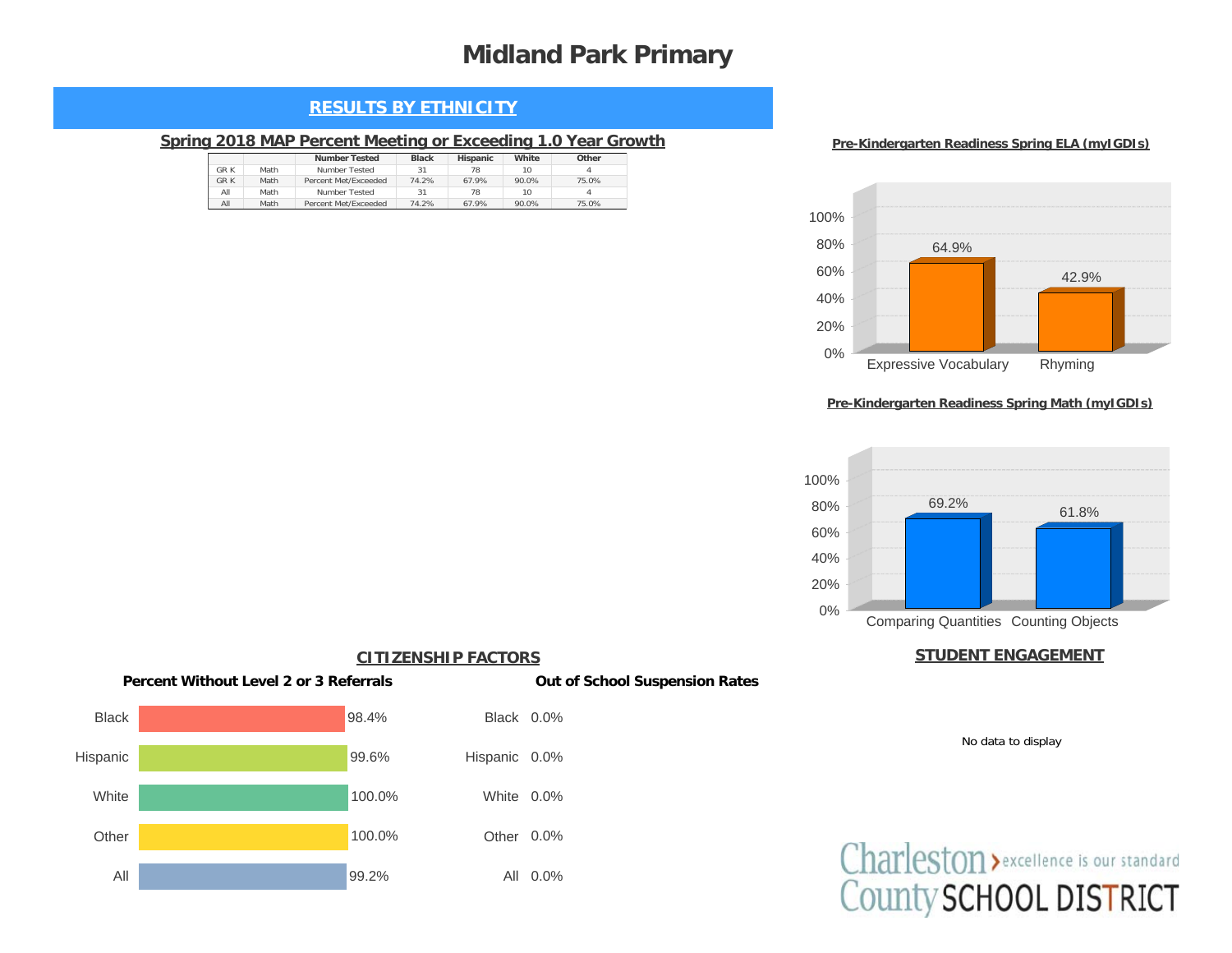# Midland Park Primary

## RESULTS BY ETHNICITY

### Spring 2018 MAP Percent Meeting or Exceeding 1.0 Year Growth

| | | Number Tested | Black | Hispanic | White | Other |
|---|---|---|---|---|---|---|
| GR K | Math | Number Tested | 31 | 78 | 10 | 4 |
| GR K | Math | Percent Met/Exceeded | 74.2% | 67.9% | 90.0% | 75.0% |
| All | Math | Number Tested | 31 | 78 | 10 | 4 |
| All | Math | Percent Met/Exceeded | 74.2% | 67.9% | 90.0% | 75.0% |

### Pre-Kindergarten Readiness Spring ELA (myIGDIs)

100%
80%
60%
40%
20%
0%
64.9%
42.9%
Expressive Vocabulary
Rhyming

### Pre-Kindergarten Readiness Spring Math (myIGDIs)

100%
80%
60%
40%
20%
0%
69.2%
61.8%
Comparing Quantities
Counting Objects

## CITIZENSHIP FACTORS

**Percent Without Level 2 or 3 Referrals**

Black 98.4%
Hispanic 99.6%
White 100.0%
Other 100.0%
All 99.2%

**Out of School Suspension Rates**

Black 0.0%
Hispanic 0.0%
White 0.0%
Other 0.0%
All 0.0%

## STUDENT ENGAGEMENT

No data to display

Charleston County SCHOOL DISTRICT
excellence is our standard